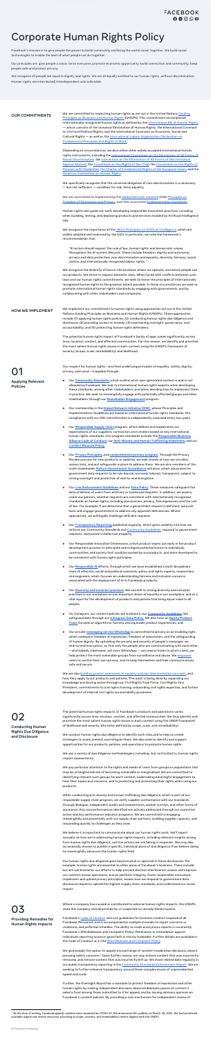# Corporate Human Rights Policy

Facebook's mission is to give people the power to build community and bring the world closer together. We build social technologies to enable the best of what people can do together.

Our principles are: give people a voice; serve everyone; promote economic opportunity; build connection and community; keep people safe and protect privacy.

We recognize all people are equal in dignity and rights. We are all equally entitled to our human rights, without discrimination. Human rights are interrelated, interdependent and indivisible.

## OUR COMMITMENTS

We are committed to respecting human rights as set out in the United Nations Guiding Principles on Business and Human Rights (UNGPs). This commitment encompasses internationally recognized human rights as defined by the International Bill of Human Rights — which consists of the Universal Declaration of Human Rights; the International Covenant on Civil and Political Rights; and the International Covenant on Economic, Social and Cultural Rights — as well as the International Labour Organization Declaration on Fundamental Principles and Rights at Work.

Depending on circumstances, we also utilize other widely accepted international human rights instruments, including the International Convention on the Elimination of All Forms of Racial Discrimination; the Convention on the Elimination of All Forms of Discrimination Against Women; the Convention on the Rights of the Child; the Convention on the Rights of Persons with Disabilities; the Charter of Fundamental Rights of the European Union; and the American Convention on Human Rights.

We specifically recognize that the universal obligation of non-discrimination is a necessary — but not sufficient — condition for real, lived, equality.

We are committed to implementing the Global Network Initiative (GNI) Principles on Freedom of Expression and Privacy, and their associated Implementation Guidelines.

Human rights also guide our work developing responsible innovation practices, including when building, testing, and deploying products and services enabled by Artificial Intelligence (AI).

We recognize the importance of the OECD Principles on Artificial Intelligence, which are widely adopted and endorsed by the G20. In particular, we note the framework's recommendation that:

*"AI actors should respect the rule of law, human rights and democratic values, throughout the AI system lifecycle. These include freedom, dignity and autonomy, privacy and data protection, non-discrimination and equality, diversity, fairness, social justice, and internationally recognised labour rights."*

We recognize the diversity of laws in the locations where we operate, and where people use our products. We strive to respect domestic laws. When faced with conflicts between such laws and our human rights commitments, we seek to honor the principles of internationally recognized human rights to the greatest extent possible. In these circumstances we seek to promote international human rights standards by engaging with governments, and by collaborating with other stakeholders and companies.

## HOW WE IMPLEMENT

We implement our commitment to human rights using approaches set out in the United Nations Guiding Principles on Business and Human Rights (UNGPs). These approaches include (1) applying human rights policies; (2) conducting human rights due diligence and disclosure; (3) providing access to remedy; (4) maintaining oversight, governance, and accountability; and (5) protecting human rights defenders.

The potential human rights impact of Facebook's family of apps varies significantly across time, location, content, and affected communities. For this reason, we identify and prioritize the most salient human rights issues in each context using the UNGP's framework of severity (scope, scale, remediability) and likelihood.

## 01 Applying Relevant Policies

Our respect for human rights – and their underlying principles of equality, safety, dignity, privacy, and voice – is applied through:

- Our Community Standards, which outline what user-generated content is and is not allowed on Facebook. We look to international human rights experts when developing these standards, among other stakeholders, and when deciding how to implement them in practice. We seek to meaningfully engage with potentially affected groups and other stakeholders through our Stakeholder Engagement program.
- Our membership in the Global Network Initiative (GNI), whose Principles and Implementation Guidelines are based on international human rights standards. Our compliance with our GNI commitments is independently assessed every two years.
- Our Responsible Supply Chain program, which defines and implements our expectations of our suppliers, contractors and vendors based on key international human rights standards. Our program standards include the Responsible Business Alliance Code of Conduct; our Anti-Slavery and Human Trafficking Statement; and our Conflict Minerals Policy.
- Our Privacy Principles, and comprehensive privacy program. Through the Privacy Review process for new products or updates, we look closely at how we use data, assess risks, and put safeguards in place to address them. We are also members of the multi-stakeholder Reform Government Surveillance initiative, which advocates for government data requests to be rule-bound, narrowly tailored, transparent, subject to strong oversight and protective of end-to-end encryption.
- Our Law Enforcement Guidelines and our Data Policy. These measures safeguard the data of billions of users from arbitrary or overbroad requests. In addition, we assess, under our policies, whether requests are consistent with internationally recognized standards on human rights, including due process, privacy, free expression and the rule of law. For example, if we determine that a government request is deficient, we push back and engage government to address any apparent deficiencies. Where appropriate, we will legally challenge deficient requests.
- Our Transparency Reporting, published regularly, which gives visibility into how we enforce our Community Standards and Community Guidelines, respond to government requests, and protect intellectual property;
- Our Responsible Innovation Dimensions, which product teams use early in the product development process to anticipate and mitigate potential harms to individuals, communities, and society that could be caused by our products, and were developed to be consistent with human rights principles;
- Our Responsible AI efforts, through which we have established a multi-disciplinary team of ethicists, social and political scientists, policy and rights experts, researchers, and engineers, which focuses on understanding fairness and inclusion concerns associated with the deployment of AI in Facebook products;
- Our Diversity and Inclusion practices. We commit to strong diversity and inclusion practices in our workplace as one important driver of equality in our workplace, and as a vital input for the development of products and policies that bring equal value to all people;
- On Instagram, our content policies are outlined in our Community Guidelines. We safeguard data through our Instagram Data Policy. We also have an Equity Product Team focused on algorithmic fairness and equitable product experiences; and
- Our private messaging service WhatsApp is committed to privacy as an enabling right, which underpins freedom of expression, freedom of association, and the safeguarding of human dignity. By upholding the privacy and security of people's messages via end-to-end encryption, so that only the people who are communicating with each other —and nobody in between, not even WhatsApp— can read or listen to what is sent, we help protect the most vulnerable groups from surveillance and abuse. We empower users to control their own privacy, and to keep themselves and their communications safe and secure.

We are also building greater awareness of equality and non-discrimination concepts, and how they apply to our products and policies. This work is being done by expanding our knowledge and driving action through our Civil Rights Task Force, Civil Rights Vice President, commitments to civil rights training, onboarding civil rights expertise, and further development of internal civil rights accountability processes.

## 02 Conducting Human Rights Due Diligence and Disclosure

The potential human rights impacts of Facebook's products and operations varies significantly across time, location, content, and affected communities. We thus identify and prioritize the most salient human rights issues in each context using the UNGP framework of likelihood and severity (the latter defined by scope, scale, and remediability).

We conduct human rights due diligence to identify such risks,and to help us to create strategies to avoid, prevent and mitigate them. We also seek to identify and support opportunities for our products, policies, and operations to promote human rights.

We use a variety of due diligence methodologies, including, but not limited to, human rights impact assessments.

We pay particular attention to the rights and needs of users from groups or populations that may be at heightened risk of becoming vulnerable or marginalized. We are committed to identifying relevant such groups for each context, undertaking meaningful engagement to hear their hopes and concerns, and to protecting and promoting their rights when using our products.

When conducting anti-slavery and human trafficking due diligence, which is part of our responsible supply chain program, we verify supplier conformance with our standards through dialogue, independent audits and assessments, worker surveys, and other forms of assurance. Any nonconformances identified are actively addressed through our corrective action and key performance indicator programs. We are committed to engaging meaningfully and proactively with our supply chain partners, building supplier capacity, and responding quickly to challenges as they arise.

We believe it is important to communicate about our human rights work. We'll report annually on how we're addressing human rights impacts, including relevant insights arising from human rights due diligence, and the actions we are taking in response. We may also occasionally choose to publish a specific, individual piece of due diligence if we believe doing so meaningfully advances the human rights field.

Our human rights due diligence goes beyond what is captured in these disclosures. For example, human rights are essential to other areas of Facebook's business. These include, but are not limited to: our efforts to help prevent election interference; assess and improve our content review operations; ensure platform integrity; foster responsible innovation; implement and uphold privacy principles; assess how we respond to government data disclosure requests; uphold the highest supply chain standards; and understand our social impact.

## 03 Providing Remedies for Human Rights Impacts

Where a company has caused or contributed to adverse human rights impacts, the UNGPs state the company should provide for or cooperate to remedy these impacts.

Facebook's Code of Conduct sets out guidelines for business conduct required of all Facebook Personnel, and is accompanied by multiple channels to report concerns or violations, and potential remedies. The ability to make anonymous reports is covered by Facebook's Whistleblower and Complaint Policy. Retaliation or intimidation against individuals reporting issues in good faith is strictly forbidden. Further details are available in the Code of Conduct or in the Whistleblower and Complaint Policy.

We give people the option to appeal a broad range of content-moderation decisions, absent pressing safety concerns.[1] Upon further review, we may restore content that was incorrectly removed, and remove content that was incorrectly left up. We share information publicly in our public transparency reporting in the Community Standards Enforcement Report. We are seeking to further enhance transparency around these complex issues of unprecedented speed and scale.

Further, the Oversight Board has a mandate to protect freedom of expression and other human rights by making independent decisions about emblematic pieces of content it selects from among those submitted to it for appeal, and by issuing advisory opinions on Facebook's content policies. By providing a new mechanism for independent review of

[1] At the time of writing, Facebook appeals systems were impacted by COVID-19. We announced this publicly on March 18, 2020. We had permitted available appeal and review resources according to scope, severity, and remediability criteria aligned with the UNGPs.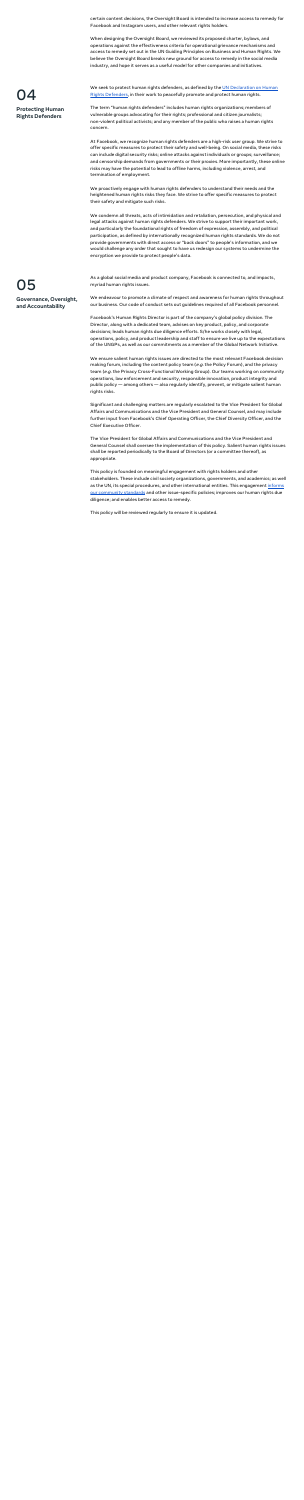certain content decisions, the Oversight Board is intended to increase access to remedy for Facebook and Instagram users, and other relevant rights holders.

When designing the Oversight Board, we reviewed its proposed charter, bylaws, and operations against the effectiveness criteria for operational grievance mechanisms and access to remedy set out in the UN Guiding Principles on Business and Human Rights. We believe the Oversight Board breaks new ground for access to remedy in the social media industry, and hope it serves as a useful model for other companies and initiatives.

## 04

## Protecting Human Rights Defenders

We seek to protect human rights defenders, as defined by the [UN Declaration on Human Rights Defenders], in their work to peacefully promote and protect human rights.

The term "human rights defenders" includes human rights organizations; members of vulnerable groups advocating for their rights; professional and citizen journalists; non-violent political activists; and any member of the public who raises a human rights concern.

At Facebook, we recognize human rights defenders are a high-risk user group. We strive to offer specific measures to protect their safety and well-being. On social media, these risks can include digital security risks, online attacks against individuals or groups, surveillance, and censorship demands from governments or their proxies. More importantly, these online risks may have the potential to lead to offline harms, including violence, arrest, and termination of employment.

We proactively engage with human rights defenders to understand their needs and the heightened human rights risks they face. We strive to offer specific measures to protect their safety and mitigate such risks.

We condemn all threats, acts of intimidation and retaliation, persecution, and physical and legal attacks against human rights defenders. We strive to support their important work, and particularly the foundational rights of freedom of expression, assembly, and political participation, as defined by internationally recognized human rights standards. We do not provide governments with direct access or "back doors" to people's information, and we would challenge any order that sought to have us redesign our systems to undermine the encryption we provide to protect people's data.

## 05

## Governance, Oversight, and Accountability

As a global social media and product company, Facebook is connected to, and impacts, myriad human rights issues.

We endeavour to promote a climate of respect and awareness for human rights throughout our business. Our code of conduct sets out guidelines required of all Facebook personnel.

Facebook's Human Rights Director is part of the company's global policy division. The Director, along with a dedicated team, advises on key product, policy, and corporate decisions; leads human rights due diligence efforts. S/he works closely with legal, operations, policy, and product leadership and staff to ensure we live up to the expectations of the UNGPs, as well as our commitments as a member of the Global Network Initiative.

We ensure salient human rights issues are directed to the most relevant Facebook decision making forum, including the content policy team (e.g. the Policy Forum), and the privacy team (e.g. the Privacy Cross-Functional Working Group). Our teams working on community operations, law enforcement and security, responsible innovation, product integrity and public policy — among others — also regularly identify, prevent, or mitigate salient human rights risks.

Significant and challenging matters are regularly escalated to the Vice President for Global Affairs and Communications and the Vice President and General Counsel, and may include further input from Facebook's Chief Operating Officer, the Chief Diversity Officer, and the Chief Executive Officer.

The Vice President for Global Affairs and Communications and the Vice President and General Counsel shall oversee the implementation of this policy. Salient human rights issues shall be reported periodically to the Board of Directors (or a committee thereof), as appropriate.

This policy is founded on meaningful engagement with rights holders and other stakeholders. These include civil society organizations, governments, and academics, as well as the UN, its special procedures, and other international entities. This engagement [informs our community standards] and other issue-specific policies; improves our human rights due diligence, and enables better access to remedy.

This policy will be reviewed regularly to ensure it is updated.